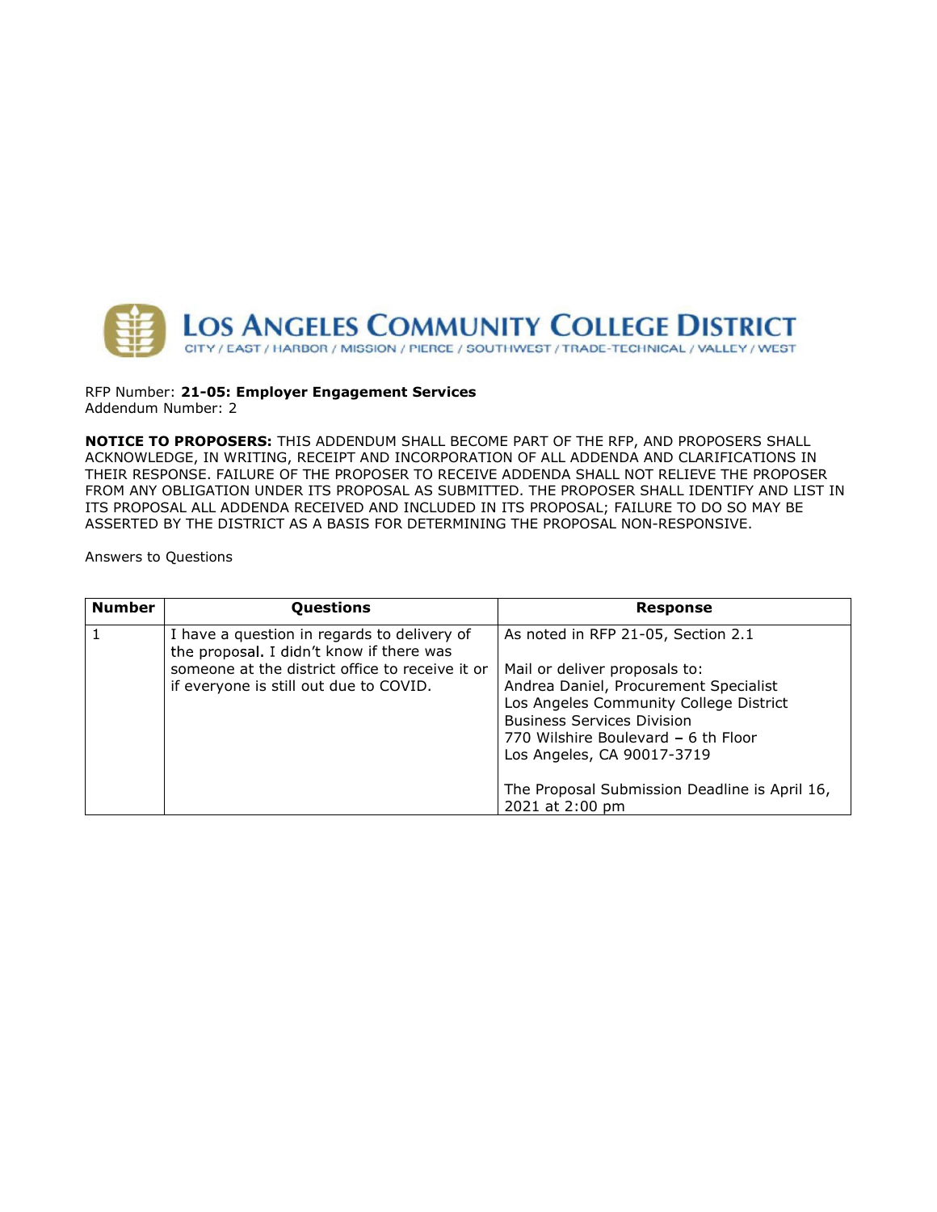# LOS ANGELES COMMUNITY COLLEGE DISTRICT

CITY / EAST / HARBOR / MISSION / PIERCE / SOUTHWEST / TRADE-TECHNICAL / VALLEY / WEST

RFP Number: **21-05: Employer Engagement Services**
Addendum Number: 2

**NOTICE TO PROPOSERS:** THIS ADDENDUM SHALL BECOME PART OF THE RFP, AND PROPOSERS SHALL ACKNOWLEDGE, IN WRITING, RECEIPT AND INCORPORATION OF ALL ADDENDA AND CLARIFICATIONS IN THEIR RESPONSE. FAILURE OF THE PROPOSER TO RECEIVE ADDENDA SHALL NOT RELIEVE THE PROPOSER FROM ANY OBLIGATION UNDER ITS PROPOSAL AS SUBMITTED. THE PROPOSER SHALL IDENTIFY AND LIST IN ITS PROPOSAL ALL ADDENDA RECEIVED AND INCLUDED IN ITS PROPOSAL; FAILURE TO DO SO MAY BE ASSERTED BY THE DISTRICT AS A BASIS FOR DETERMINING THE PROPOSAL NON-RESPONSIVE.

Answers to Questions

| Number | Questions | Response |
|---|---|---|
| 1 | I have a question in regards to delivery of the proposal. I didn't know if there was someone at the district office to receive it or if everyone is still out due to COVID. | As noted in RFP 21-05, Section 2.1<br><br>Mail or deliver proposals to:<br>Andrea Daniel, Procurement Specialist<br>Los Angeles Community College District<br>Business Services Division<br>770 Wilshire Boulevard – 6 th Floor<br>Los Angeles, CA 90017-3719<br><br>The Proposal Submission Deadline is April 16, 2021 at 2:00 pm |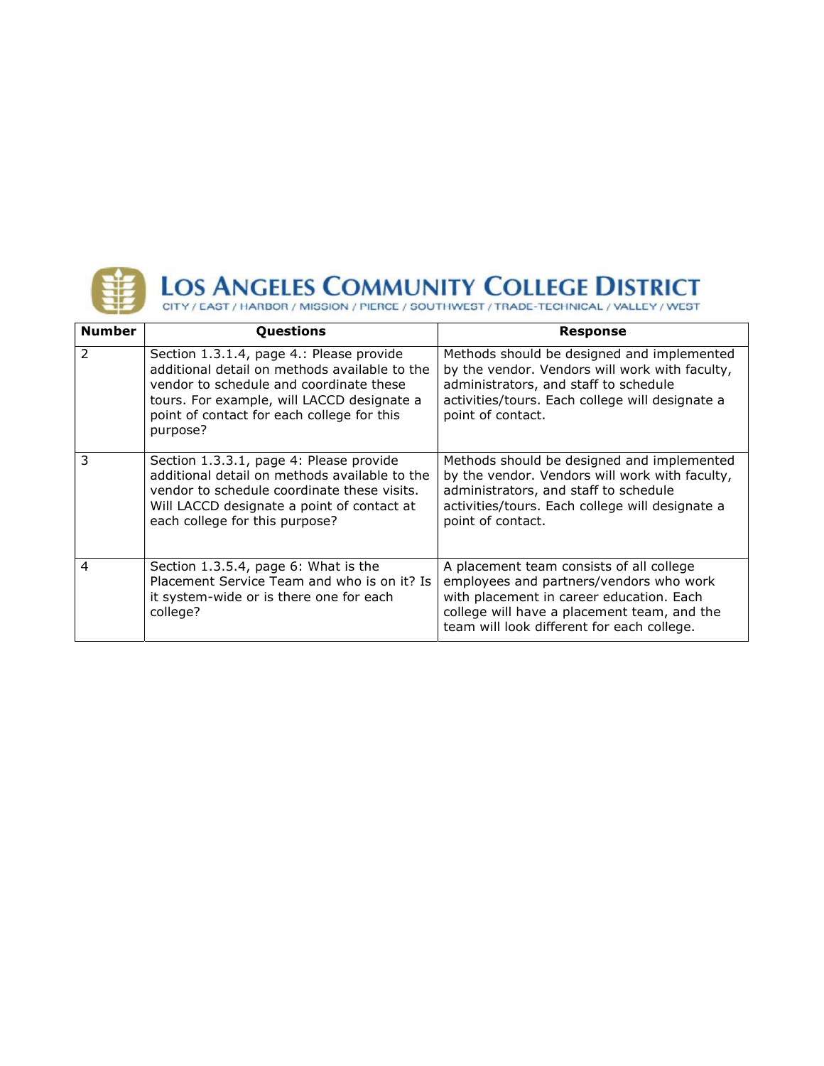# LOS ANGELES COMMUNITY COLLEGE DISTRICT

CITY / EAST / HARBOR / MISSION / PIERCE / SOUTHWEST / TRADE-TECHNICAL / VALLEY / WEST

| Number | Questions | Response |
|---|---|---|
| 2 | Section 1.3.1.4, page 4.: Please provide additional detail on methods available to the vendor to schedule and coordinate these tours. For example, will LACCD designate a point of contact for each college for this purpose? | Methods should be designed and implemented by the vendor. Vendors will work with faculty, administrators, and staff to schedule activities/tours. Each college will designate a point of contact. |
| 3 | Section 1.3.3.1, page 4: Please provide additional detail on methods available to the vendor to schedule coordinate these visits. Will LACCD designate a point of contact at each college for this purpose? | Methods should be designed and implemented by the vendor. Vendors will work with faculty, administrators, and staff to schedule activities/tours. Each college will designate a point of contact. |
| 4 | Section 1.3.5.4, page 6: What is the Placement Service Team and who is on it? Is it system-wide or is there one for each college? | A placement team consists of all college employees and partners/vendors who work with placement in career education. Each college will have a placement team, and the team will look different for each college. |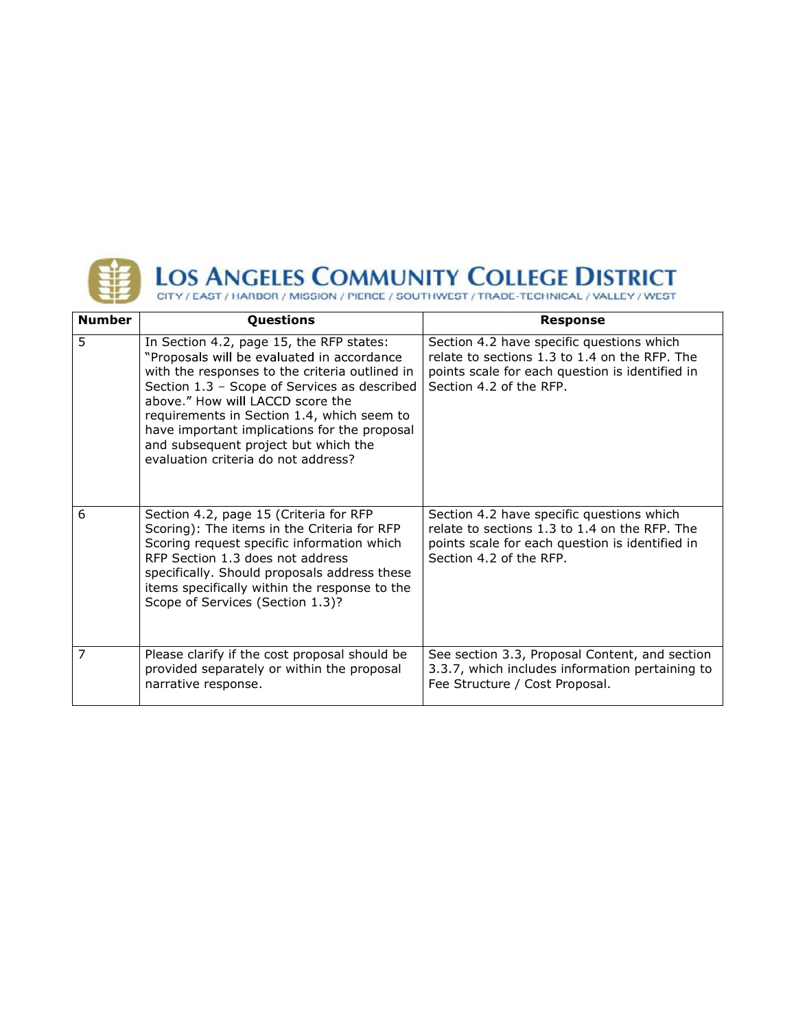| Number | Questions | Response |
|---|---|---|
| 5 | In Section 4.2, page 15, the RFP states: "Proposals will be evaluated in accordance with the responses to the criteria outlined in Section 1.3 – Scope of Services as described above." How will LACCD score the requirements in Section 1.4, which seem to have important implications for the proposal and subsequent project but which the evaluation criteria do not address? | Section 4.2 have specific questions which relate to sections 1.3 to 1.4 on the RFP. The points scale for each question is identified in Section 4.2 of the RFP. |
| 6 | Section 4.2, page 15 (Criteria for RFP Scoring): The items in the Criteria for RFP Scoring request specific information which RFP Section 1.3 does not address specifically. Should proposals address these items specifically within the response to the Scope of Services (Section 1.3)? | Section 4.2 have specific questions which relate to sections 1.3 to 1.4 on the RFP. The points scale for each question is identified in Section 4.2 of the RFP. |
| 7 | Please clarify if the cost proposal should be provided separately or within the proposal narrative response. | See section 3.3, Proposal Content, and section 3.3.7, which includes information pertaining to Fee Structure / Cost Proposal. |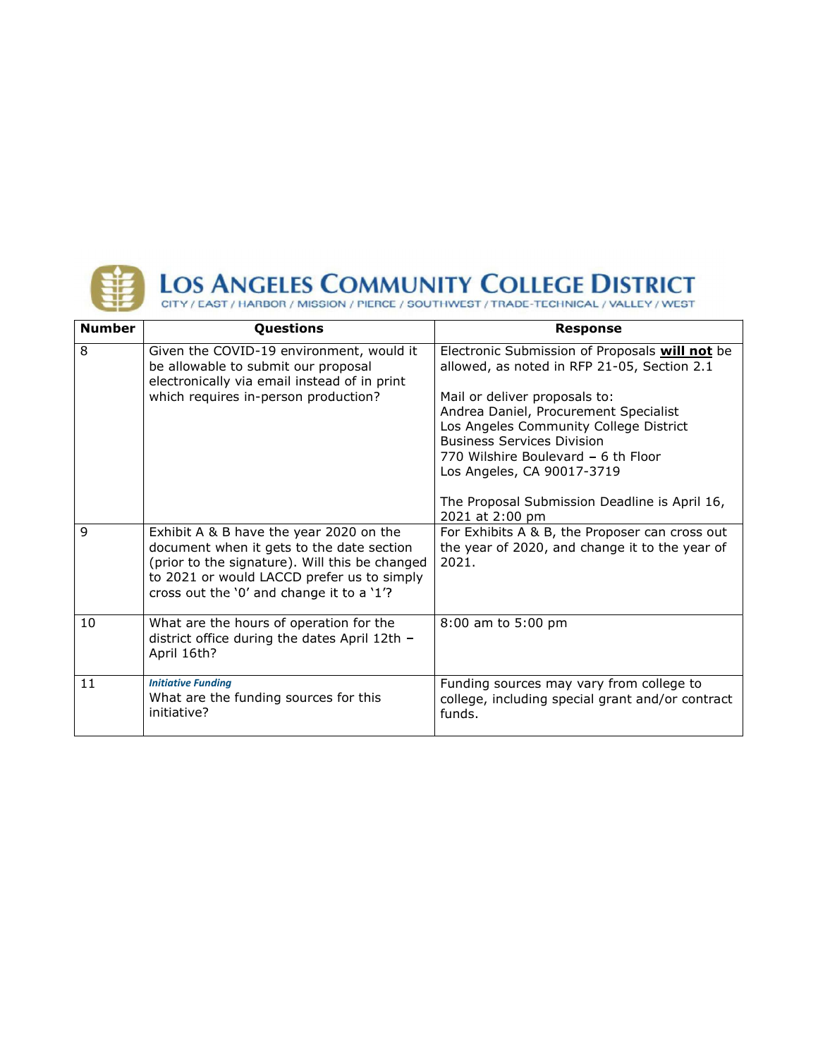# LOS ANGELES COMMUNITY COLLEGE DISTRICT

CITY / EAST / HARBOR / MISSION / PIERCE / SOUTHWEST / TRADE-TECHNICAL / VALLEY / WEST

| Number | Questions | Response |
|---|---|---|
| 8 | Given the COVID-19 environment, would it be allowable to submit our proposal electronically via email instead of in print which requires in-person production? | Electronic Submission of Proposals **will not** be allowed, as noted in RFP 21-05, Section 2.1<br><br>Mail or deliver proposals to:<br>Andrea Daniel, Procurement Specialist<br>Los Angeles Community College District<br>Business Services Division<br>770 Wilshire Boulevard – 6 th Floor<br>Los Angeles, CA 90017-3719<br><br>The Proposal Submission Deadline is April 16, 2021 at 2:00 pm |
| 9 | Exhibit A & B have the year 2020 on the document when it gets to the date section (prior to the signature). Will this be changed to 2021 or would LACCD prefer us to simply cross out the '0' and change it to a '1'? | For Exhibits A & B, the Proposer can cross out the year of 2020, and change it to the year of 2021. |
| 10 | What are the hours of operation for the district office during the dates April 12th – April 16th? | 8:00 am to 5:00 pm |
| 11 | ***Initiative Funding***<br>What are the funding sources for this initiative? | Funding sources may vary from college to college, including special grant and/or contract funds. |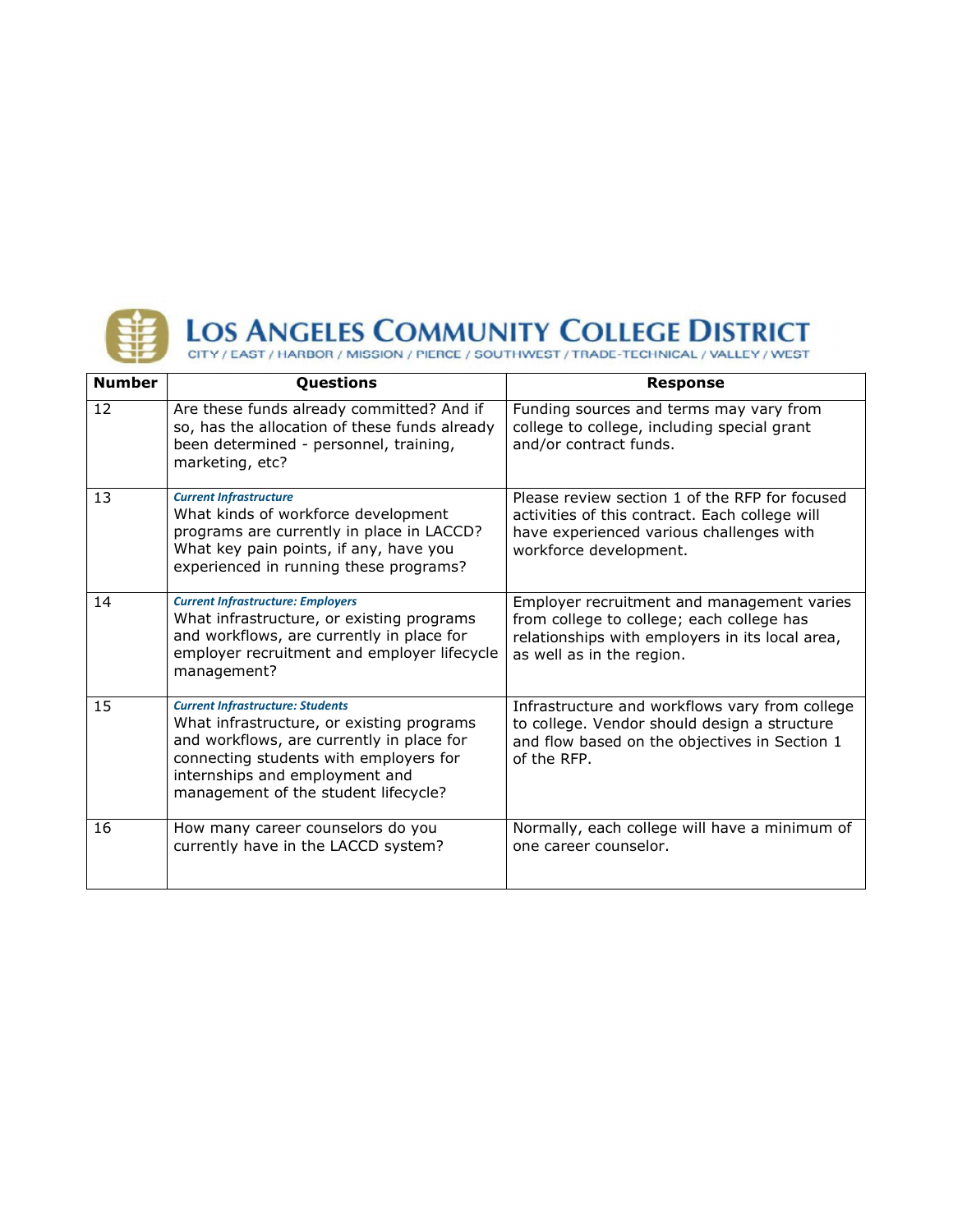**LOS ANGELES COMMUNITY COLLEGE DISTRICT**
CITY / EAST / HARBOR / MISSION / PIERCE / SOUTHWEST / TRADE-TECHNICAL / VALLEY / WEST

| Number | Questions | Response |
|---|---|---|
| 12 | Are these funds already committed? And if so, has the allocation of these funds already been determined - personnel, training, marketing, etc? | Funding sources and terms may vary from college to college, including special grant and/or contract funds. |
| 13 | ***Current Infrastructure*** What kinds of workforce development programs are currently in place in LACCD? What key pain points, if any, have you experienced in running these programs? | Please review section 1 of the RFP for focused activities of this contract. Each college will have experienced various challenges with workforce development. |
| 14 | ***Current Infrastructure: Employers*** What infrastructure, or existing programs and workflows, are currently in place for employer recruitment and employer lifecycle management? | Employer recruitment and management varies from college to college; each college has relationships with employers in its local area, as well as in the region. |
| 15 | ***Current Infrastructure: Students*** What infrastructure, or existing programs and workflows, are currently in place for connecting students with employers for internships and employment and management of the student lifecycle? | Infrastructure and workflows vary from college to college. Vendor should design a structure and flow based on the objectives in Section 1 of the RFP. |
| 16 | How many career counselors do you currently have in the LACCD system? | Normally, each college will have a minimum of one career counselor. |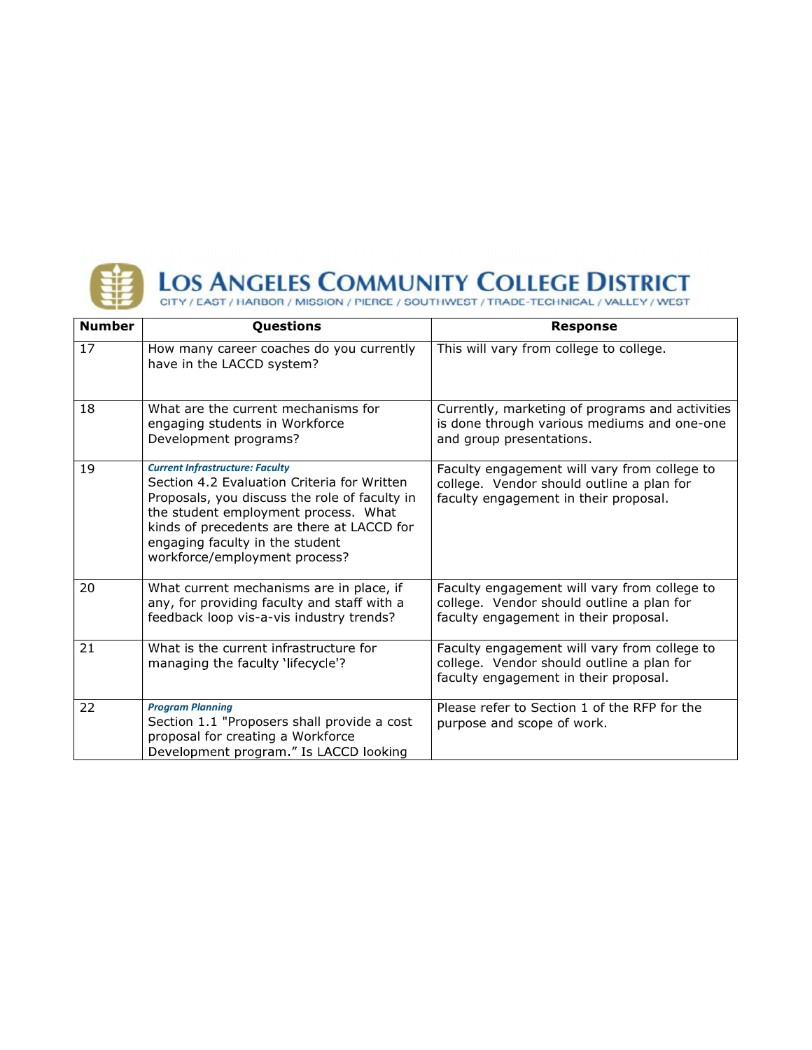**LOS ANGELES COMMUNITY COLLEGE DISTRICT**
CITY / EAST / HARBOR / MISSION / PIERCE / SOUTHWEST / TRADE-TECHNICAL / VALLEY / WEST

| Number | Questions | Response |
|---|---|---|
| 17 | How many career coaches do you currently have in the LACCD system? | This will vary from college to college. |
| 18 | What are the current mechanisms for engaging students in Workforce Development programs? | Currently, marketing of programs and activities is done through various mediums and one-one and group presentations. |
| 19 | ***Current Infrastructure: Faculty*** Section 4.2 Evaluation Criteria for Written Proposals, you discuss the role of faculty in the student employment process. What kinds of precedents are there at LACCD for engaging faculty in the student workforce/employment process? | Faculty engagement will vary from college to college. Vendor should outline a plan for faculty engagement in their proposal. |
| 20 | What current mechanisms are in place, if any, for providing faculty and staff with a feedback loop vis-a-vis industry trends? | Faculty engagement will vary from college to college. Vendor should outline a plan for faculty engagement in their proposal. |
| 21 | What is the current infrastructure for managing the faculty 'lifecycle'? | Faculty engagement will vary from college to college. Vendor should outline a plan for faculty engagement in their proposal. |
| 22 | ***Program Planning*** Section 1.1 "Proposers shall provide a cost proposal for creating a Workforce Development program." Is LACCD looking | Please refer to Section 1 of the RFP for the purpose and scope of work. |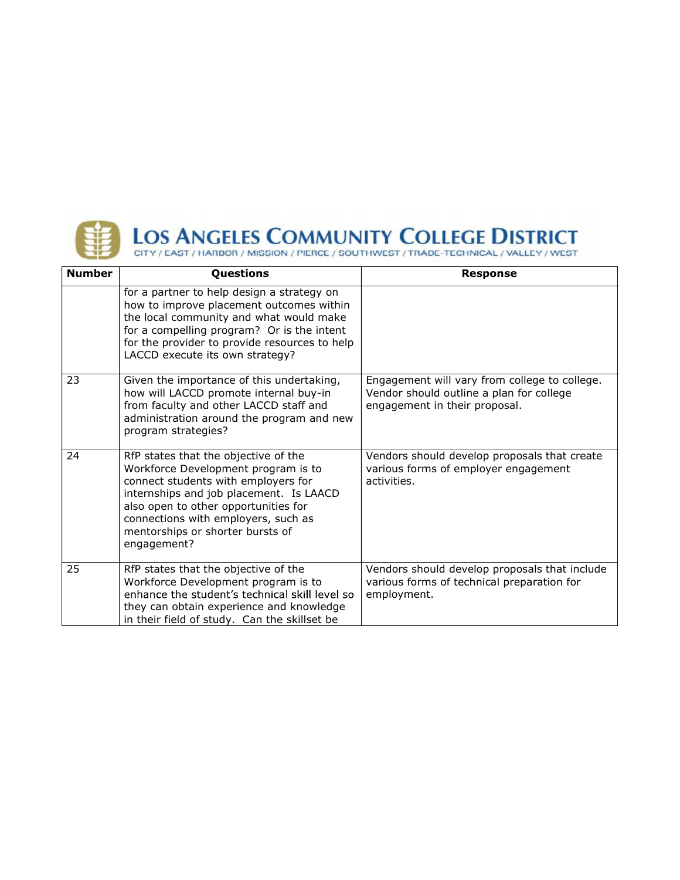| Number | Questions | Response |
|---|---|---|
| | for a partner to help design a strategy on how to improve placement outcomes within the local community and what would make for a compelling program? Or is the intent for the provider to provide resources to help LACCD execute its own strategy? | |
| 23 | Given the importance of this undertaking, how will LACCD promote internal buy-in from faculty and other LACCD staff and administration around the program and new program strategies? | Engagement will vary from college to college. Vendor should outline a plan for college engagement in their proposal. |
| 24 | RfP states that the objective of the Workforce Development program is to connect students with employers for internships and job placement. Is LAACD also open to other opportunities for connections with employers, such as mentorships or shorter bursts of engagement? | Vendors should develop proposals that create various forms of employer engagement activities. |
| 25 | RfP states that the objective of the Workforce Development program is to enhance the student's technical skill level so they can obtain experience and knowledge in their field of study. Can the skillset be | Vendors should develop proposals that include various forms of technical preparation for employment. |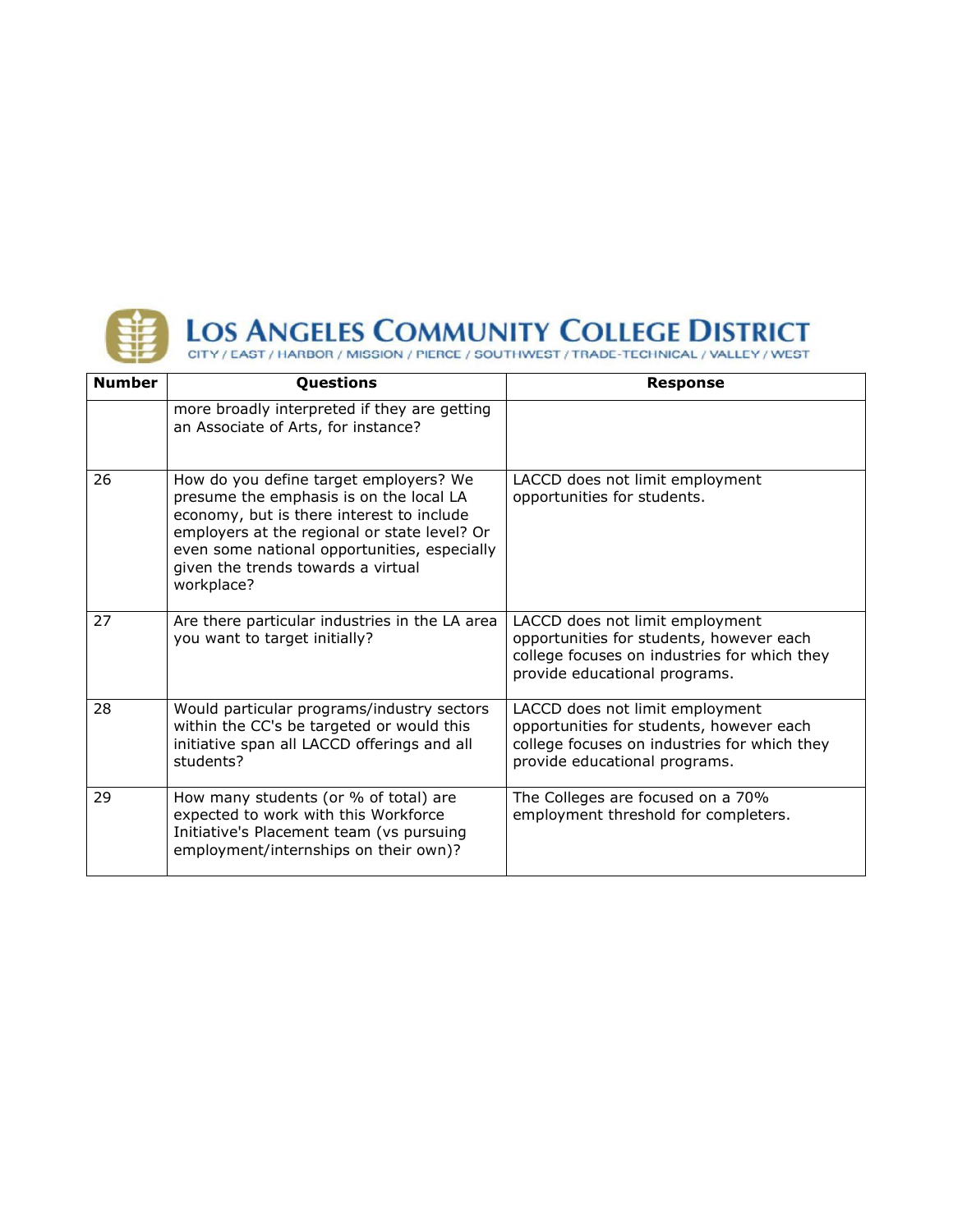| Number | Questions | Response |
|---|---|---|
| | more broadly interpreted if they are getting an Associate of Arts, for instance? | |
| 26 | How do you define target employers? We presume the emphasis is on the local LA economy, but is there interest to include employers at the regional or state level? Or even some national opportunities, especially given the trends towards a virtual workplace? | LACCD does not limit employment opportunities for students. |
| 27 | Are there particular industries in the LA area you want to target initially? | LACCD does not limit employment opportunities for students, however each college focuses on industries for which they provide educational programs. |
| 28 | Would particular programs/industry sectors within the CC's be targeted or would this initiative span all LACCD offerings and all students? | LACCD does not limit employment opportunities for students, however each college focuses on industries for which they provide educational programs. |
| 29 | How many students (or % of total) are expected to work with this Workforce Initiative's Placement team (vs pursuing employment/internships on their own)? | The Colleges are focused on a 70% employment threshold for completers. |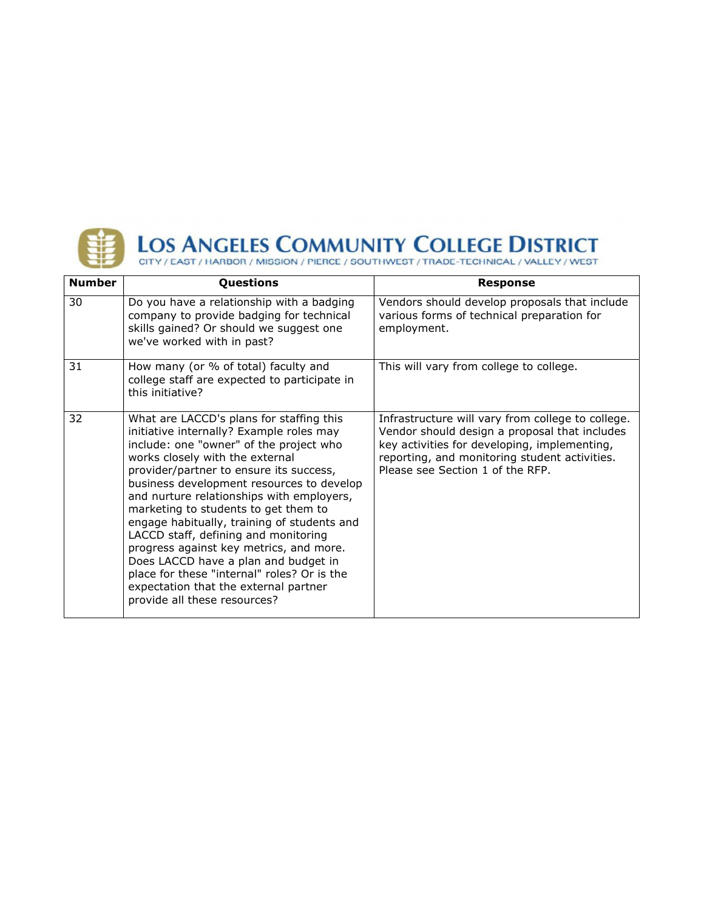# LOS ANGELES COMMUNITY COLLEGE DISTRICT

CITY / EAST / HARBOR / MISSION / PIERCE / SOUTHWEST / TRADE-TECHNICAL / VALLEY / WEST

| Number | Questions | Response |
|---|---|---|
| 30 | Do you have a relationship with a badging company to provide badging for technical skills gained? Or should we suggest one we've worked with in past? | Vendors should develop proposals that include various forms of technical preparation for employment. |
| 31 | How many (or % of total) faculty and college staff are expected to participate in this initiative? | This will vary from college to college. |
| 32 | What are LACCD's plans for staffing this initiative internally? Example roles may include: one "owner" of the project who works closely with the external provider/partner to ensure its success, business development resources to develop and nurture relationships with employers, marketing to students to get them to engage habitually, training of students and LACCD staff, defining and monitoring progress against key metrics, and more. Does LACCD have a plan and budget in place for these "internal" roles? Or is the expectation that the external partner provide all these resources? | Infrastructure will vary from college to college. Vendor should design a proposal that includes key activities for developing, implementing, reporting, and monitoring student activities. Please see Section 1 of the RFP. |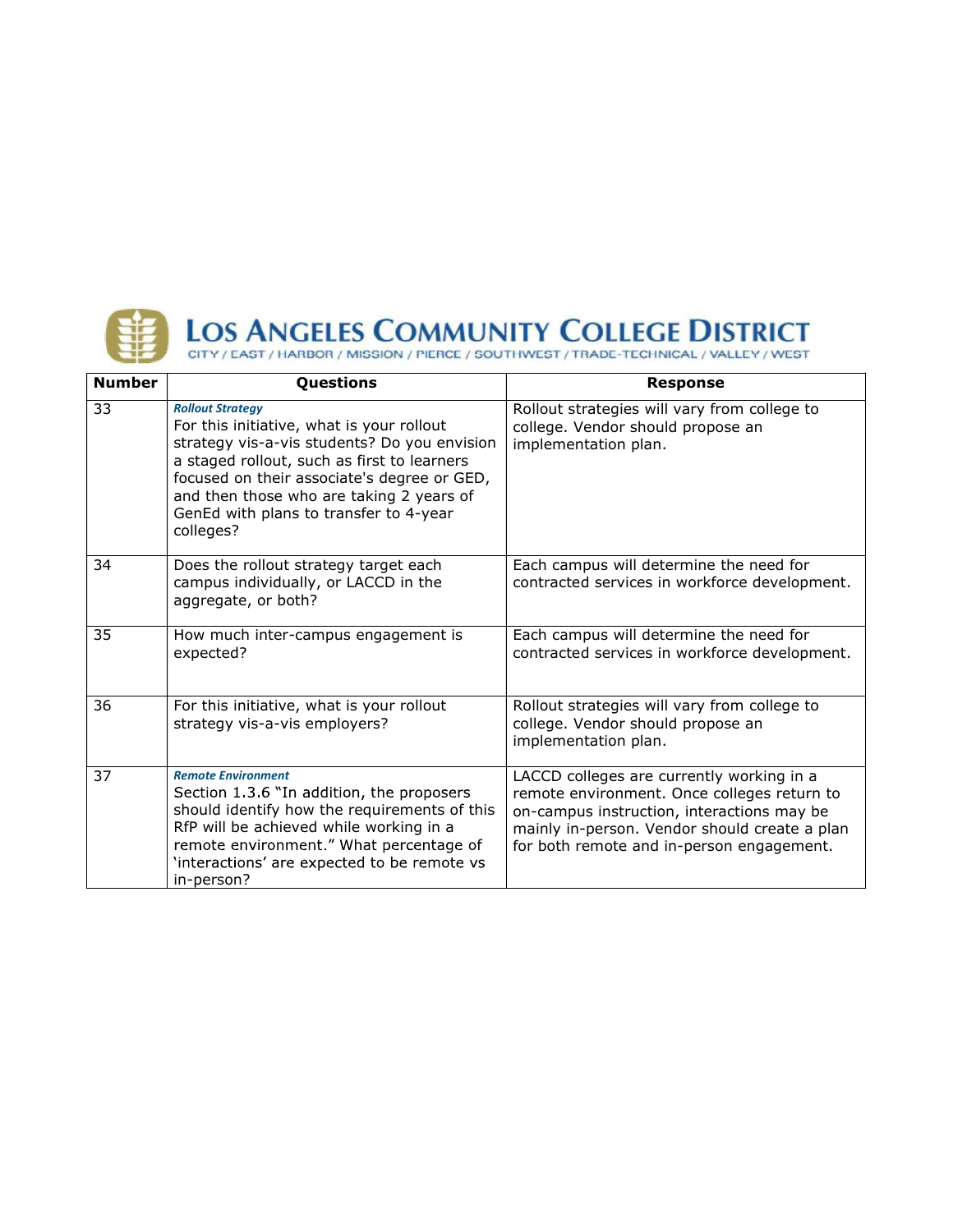# Los Angeles Community College District

CITY / EAST / HARBOR / MISSION / PIERCE / SOUTHWEST / TRADE-TECHNICAL / VALLEY / WEST

| Number | Questions | Response |
| --- | --- | --- |
| 33 | ***Rollout Strategy*** For this initiative, what is your rollout strategy vis-a-vis students? Do you envision a staged rollout, such as first to learners focused on their associate's degree or GED, and then those who are taking 2 years of GenEd with plans to transfer to 4-year colleges? | Rollout strategies will vary from college to college. Vendor should propose an implementation plan. |
| 34 | Does the rollout strategy target each campus individually, or LACCD in the aggregate, or both? | Each campus will determine the need for contracted services in workforce development. |
| 35 | How much inter-campus engagement is expected? | Each campus will determine the need for contracted services in workforce development. |
| 36 | For this initiative, what is your rollout strategy vis-a-vis employers? | Rollout strategies will vary from college to college. Vendor should propose an implementation plan. |
| 37 | ***Remote Environment*** Section 1.3.6 "In addition, the proposers should identify how the requirements of this RfP will be achieved while working in a remote environment." What percentage of 'interactions' are expected to be remote vs in-person? | LACCD colleges are currently working in a remote environment. Once colleges return to on-campus instruction, interactions may be mainly in-person. Vendor should create a plan for both remote and in-person engagement. |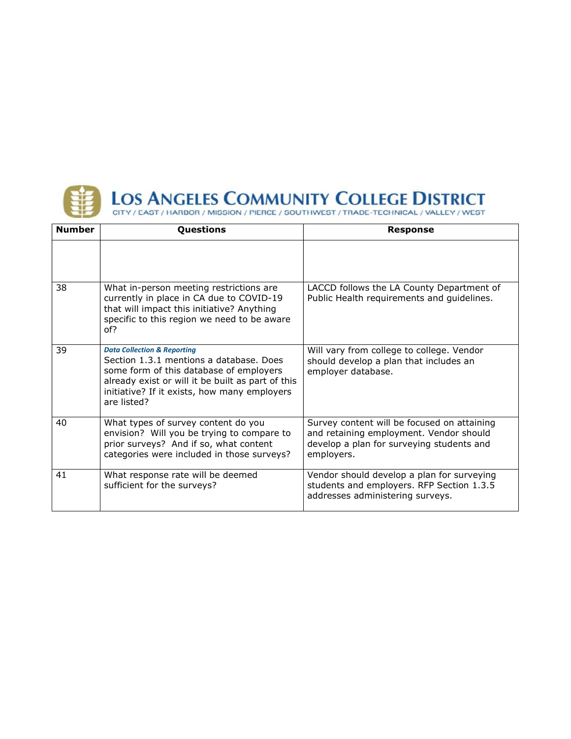**LOS ANGELES COMMUNITY COLLEGE DISTRICT**
CITY / EAST / HARBOR / MISSION / PIERCE / SOUTHWEST / TRADE-TECHNICAL / VALLEY / WEST

| Number | Questions | Response |
|---|---|---|
| | | |
| 38 | What in-person meeting restrictions are currently in place in CA due to COVID-19 that will impact this initiative? Anything specific to this region we need to be aware of? | LACCD follows the LA County Department of Public Health requirements and guidelines. |
| 39 | ***Data Collection & Reporting*** Section 1.3.1 mentions a database. Does some form of this database of employers already exist or will it be built as part of this initiative? If it exists, how many employers are listed? | Will vary from college to college. Vendor should develop a plan that includes an employer database. |
| 40 | What types of survey content do you envision? Will you be trying to compare to prior surveys? And if so, what content categories were included in those surveys? | Survey content will be focused on attaining and retaining employment. Vendor should develop a plan for surveying students and employers. |
| 41 | What response rate will be deemed sufficient for the surveys? | Vendor should develop a plan for surveying students and employers. RFP Section 1.3.5 addresses administering surveys. |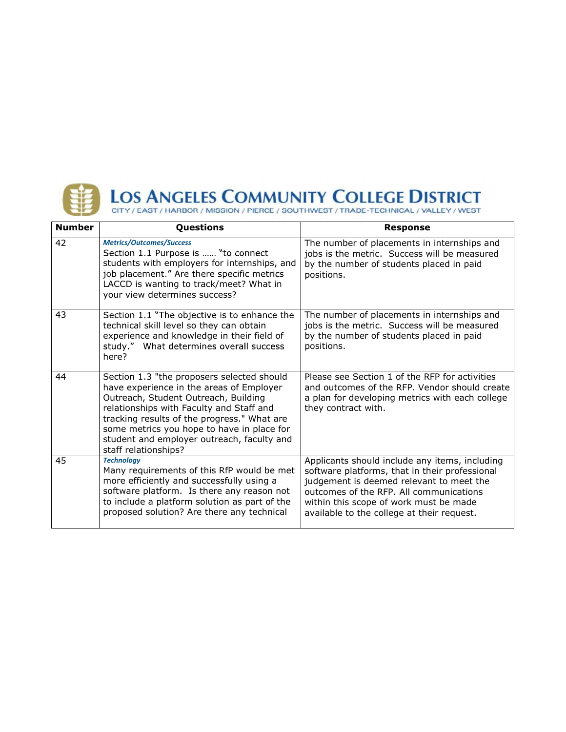# LOS ANGELES COMMUNITY COLLEGE DISTRICT

CITY / EAST / HARBOR / MISSION / PIERCE / SOUTHWEST / TRADE-TECHNICAL / VALLEY / WEST

| Number | Questions | Response |
|---|---|---|
| 42 | ***Metrics/Outcomes/Success*** Section 1.1 Purpose is …… "to connect students with employers for internships, and job placement." Are there specific metrics LACCD is wanting to track/meet? What in your view determines success? | The number of placements in internships and jobs is the metric. Success will be measured by the number of students placed in paid positions. |
| 43 | Section 1.1 "The objective is to enhance the technical skill level so they can obtain experience and knowledge in their field of study." What determines overall success here? | The number of placements in internships and jobs is the metric. Success will be measured by the number of students placed in paid positions. |
| 44 | Section 1.3 "the proposers selected should have experience in the areas of Employer Outreach, Student Outreach, Building relationships with Faculty and Staff and tracking results of the progress." What are some metrics you hope to have in place for student and employer outreach, faculty and staff relationships? | Please see Section 1 of the RFP for activities and outcomes of the RFP. Vendor should create a plan for developing metrics with each college they contract with. |
| 45 | ***Technology*** Many requirements of this RfP would be met more efficiently and successfully using a software platform. Is there any reason not to include a platform solution as part of the proposed solution? Are there any technical | Applicants should include any items, including software platforms, that in their professional judgement is deemed relevant to meet the outcomes of the RFP. All communications within this scope of work must be made available to the college at their request. |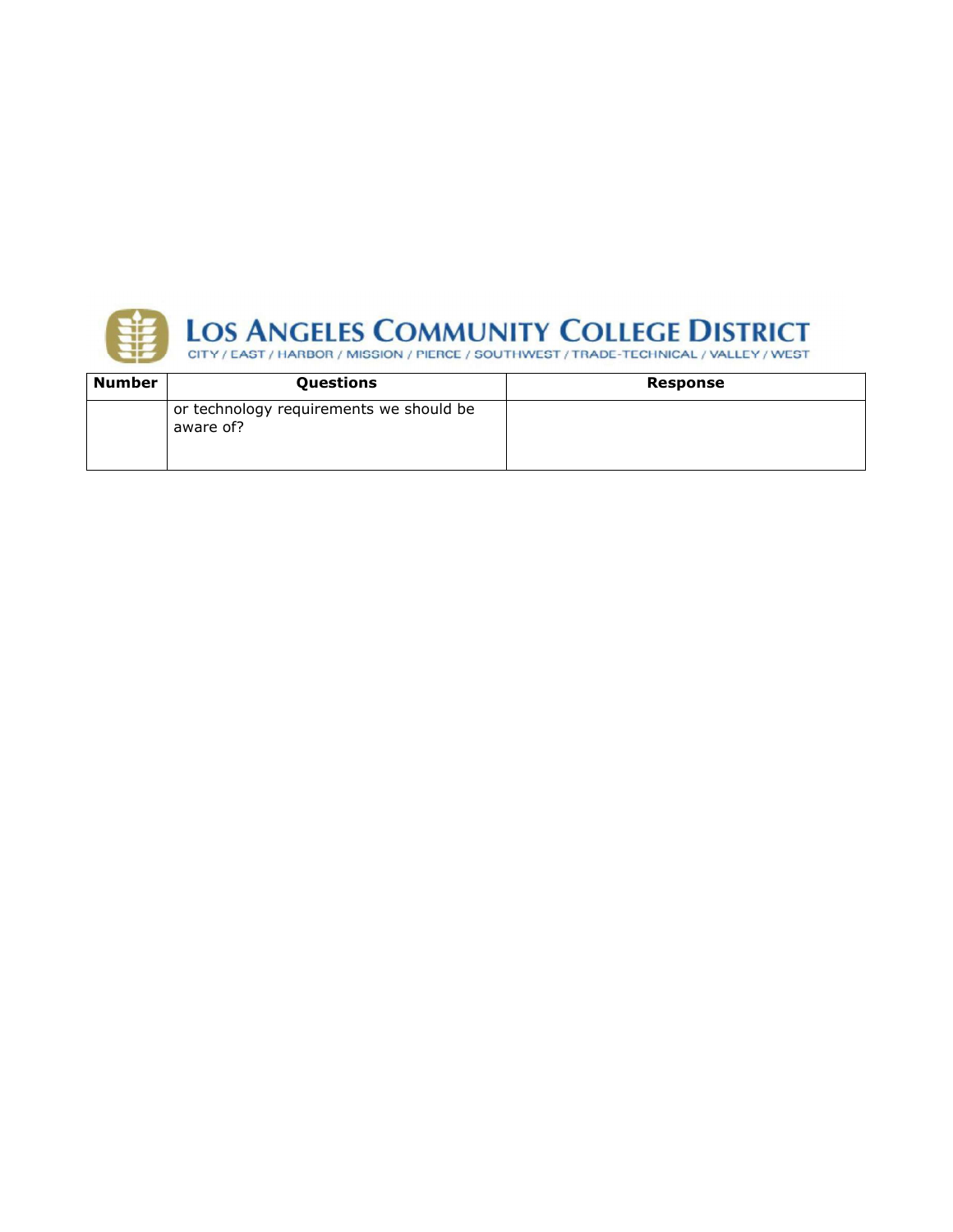| Number | Questions | Response |
| --- | --- | --- |
| | or technology requirements we should be aware of? | |